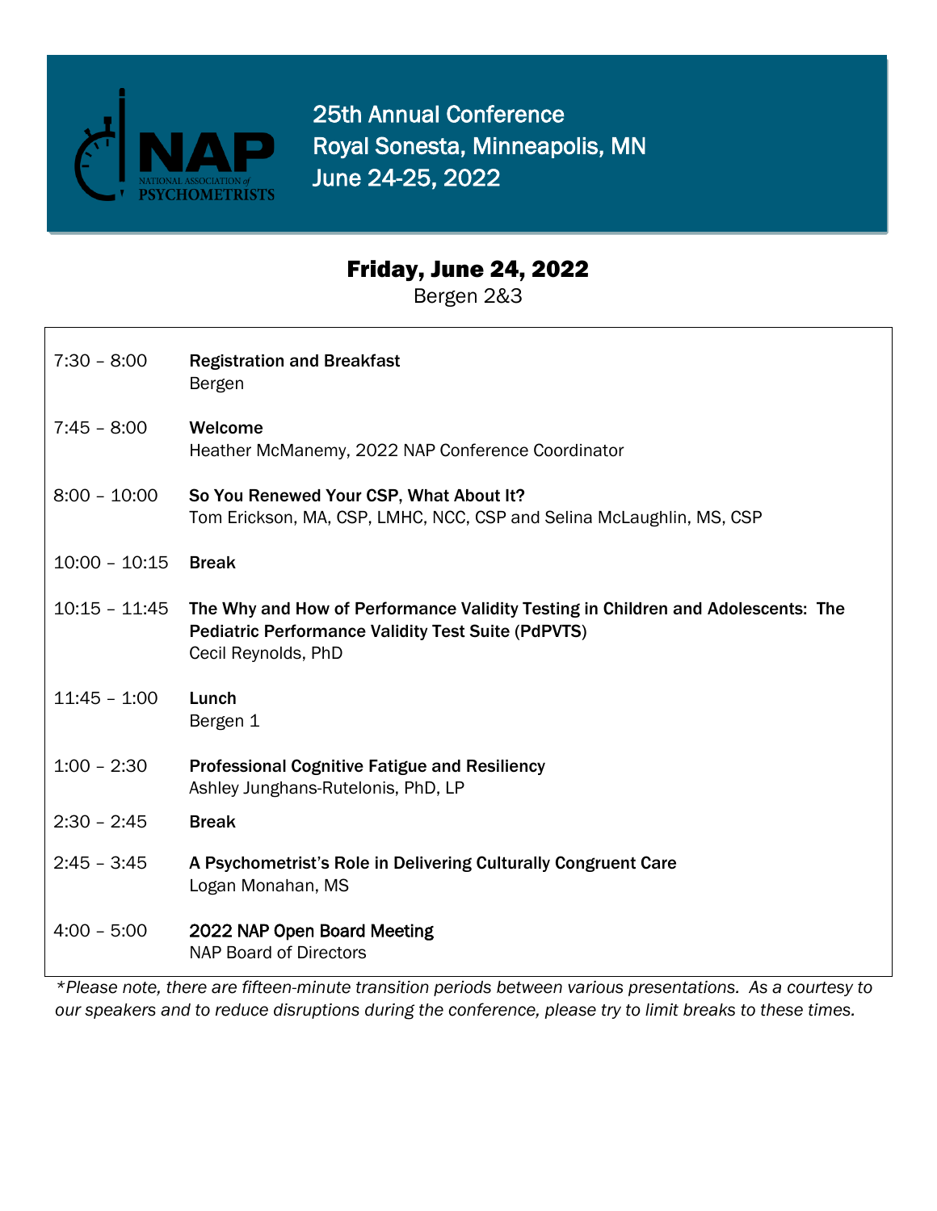NAP NATIONAL ASSOCIATION of PSYCHOMETRISTS

25th Annual Conference
Royal Sonesta, Minneapolis, MN
June 24-25, 2022

# Friday, June 24, 2022

Bergen 2&3

| | |
|---|---|
| 7:30 – 8:00 | **Registration and Breakfast**<br>Bergen |
| 7:45 – 8:00 | **Welcome**<br>Heather McManemy, 2022 NAP Conference Coordinator |
| 8:00 – 10:00 | **So You Renewed Your CSP, What About It?**<br>Tom Erickson, MA, CSP, LMHC, NCC, CSP and Selina McLaughlin, MS, CSP |
| 10:00 – 10:15 | **Break** |
| 10:15 – 11:45 | **The Why and How of Performance Validity Testing in Children and Adolescents: The Pediatric Performance Validity Test Suite (PdPVTS)**<br>Cecil Reynolds, PhD |
| 11:45 – 1:00 | **Lunch**<br>Bergen 1 |
| 1:00 – 2:30 | **Professional Cognitive Fatigue and Resiliency**<br>Ashley Junghans-Rutelonis, PhD, LP |
| 2:30 – 2:45 | **Break** |
| 2:45 – 3:45 | **A Psychometrist's Role in Delivering Culturally Congruent Care**<br>Logan Monahan, MS |
| 4:00 – 5:00 | **2022 NAP Open Board Meeting**<br>NAP Board of Directors |

*\*Please note, there are fifteen-minute transition periods between various presentations. As a courtesy to our speakers and to reduce disruptions during the conference, please try to limit breaks to these times.*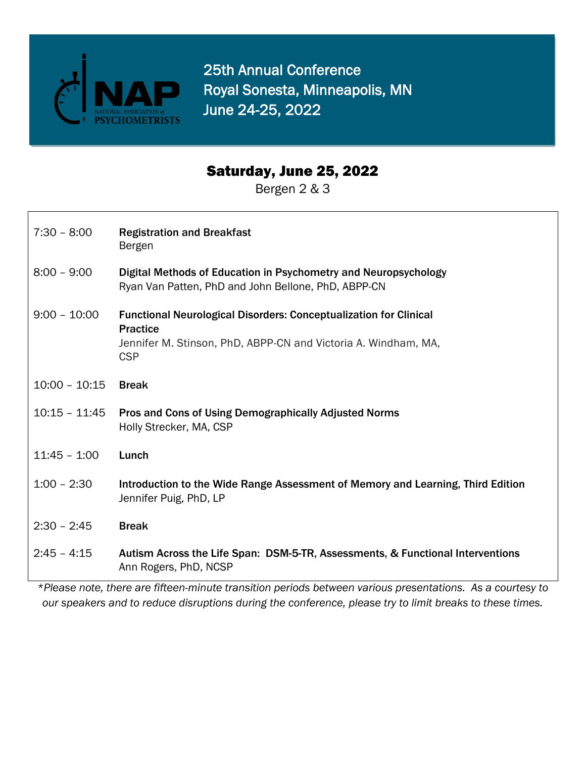NAP
NATIONAL ASSOCIATION of PSYCHOMETRISTS

25th Annual Conference
Royal Sonesta, Minneapolis, MN
June 24-25, 2022

# Saturday, June 25, 2022

Bergen 2 & 3

| | |
|---|---|
| 7:30 – 8:00 | **Registration and Breakfast**<br>Bergen |
| 8:00 – 9:00 | **Digital Methods of Education in Psychometry and Neuropsychology**<br>Ryan Van Patten, PhD and John Bellone, PhD, ABPP-CN |
| 9:00 – 10:00 | **Functional Neurological Disorders: Conceptualization for Clinical Practice**<br>Jennifer M. Stinson, PhD, ABPP-CN and Victoria A. Windham, MA, CSP |
| 10:00 – 10:15 | **Break** |
| 10:15 – 11:45 | **Pros and Cons of Using Demographically Adjusted Norms**<br>Holly Strecker, MA, CSP |
| 11:45 – 1:00 | **Lunch** |
| 1:00 – 2:30 | **Introduction to the Wide Range Assessment of Memory and Learning, Third Edition**<br>Jennifer Puig, PhD, LP |
| 2:30 – 2:45 | **Break** |
| 2:45 – 4:15 | **Autism Across the Life Span: DSM-5-TR, Assessments, & Functional Interventions**<br>Ann Rogers, PhD, NCSP |

*\*Please note, there are fifteen-minute transition periods between various presentations. As a courtesy to our speakers and to reduce disruptions during the conference, please try to limit breaks to these times.*